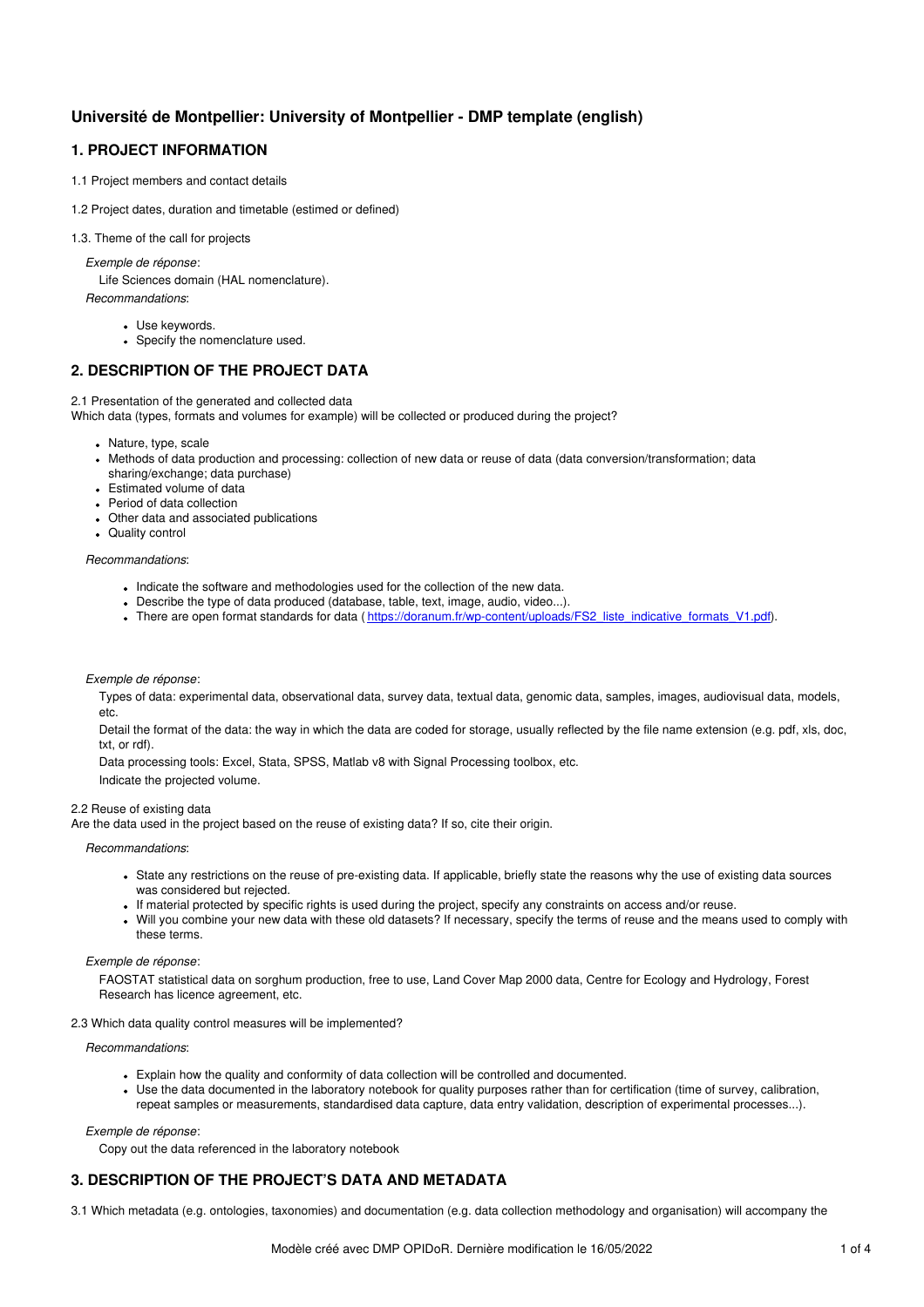# Université de Montpellier: University of Montpellier - DMP template (english)

## 1. PROJECT INFORMATION

1.1 Project members and contact details

1.2 Project dates, duration and timetable (estimed or defined)

1.3. Theme of the call for projects

*Exemple de réponse*:

Life Sciences domain (HAL nomenclature).

*Recommandations*:

- Use keywords.
- Specify the nomenclature used.

## 2. DESCRIPTION OF THE PROJECT DATA

2.1 Presentation of the generated and collected data
Which data (types, formats and volumes for example) will be collected or produced during the project?

- Nature, type, scale
- Methods of data production and processing: collection of new data or reuse of data (data conversion/transformation; data sharing/exchange; data purchase)
- Estimated volume of data
- Period of data collection
- Other data and associated publications
- Quality control

*Recommandations*:

- Indicate the software and methodologies used for the collection of the new data.
- Describe the type of data produced (database, table, text, image, audio, video...).
- There are open format standards for data ( https://doranum.fr/wp-content/uploads/FS2_liste_indicative_formats_V1.pdf).

*Exemple de réponse*:

Types of data: experimental data, observational data, survey data, textual data, genomic data, samples, images, audiovisual data, models, etc.

Detail the format of the data: the way in which the data are coded for storage, usually reflected by the file name extension (e.g. pdf, xls, doc, txt, or rdf).

Data processing tools: Excel, Stata, SPSS, Matlab v8 with Signal Processing toolbox, etc.

Indicate the projected volume.

2.2 Reuse of existing data
Are the data used in the project based on the reuse of existing data? If so, cite their origin.

*Recommandations*:

- State any restrictions on the reuse of pre-existing data. If applicable, briefly state the reasons why the use of existing data sources was considered but rejected.
- If material protected by specific rights is used during the project, specify any constraints on access and/or reuse.
- Will you combine your new data with these old datasets? If necessary, specify the terms of reuse and the means used to comply with these terms.

*Exemple de réponse*:

FAOSTAT statistical data on sorghum production, free to use, Land Cover Map 2000 data, Centre for Ecology and Hydrology, Forest Research has licence agreement, etc.

2.3 Which data quality control measures will be implemented?

*Recommandations*:

- Explain how the quality and conformity of data collection will be controlled and documented.
- Use the data documented in the laboratory notebook for quality purposes rather than for certification (time of survey, calibration, repeat samples or measurements, standardised data capture, data entry validation, description of experimental processes...).

*Exemple de réponse*:

Copy out the data referenced in the laboratory notebook

## 3. DESCRIPTION OF THE PROJECT'S DATA AND METADATA

3.1 Which metadata (e.g. ontologies, taxonomies) and documentation (e.g. data collection methodology and organisation) will accompany the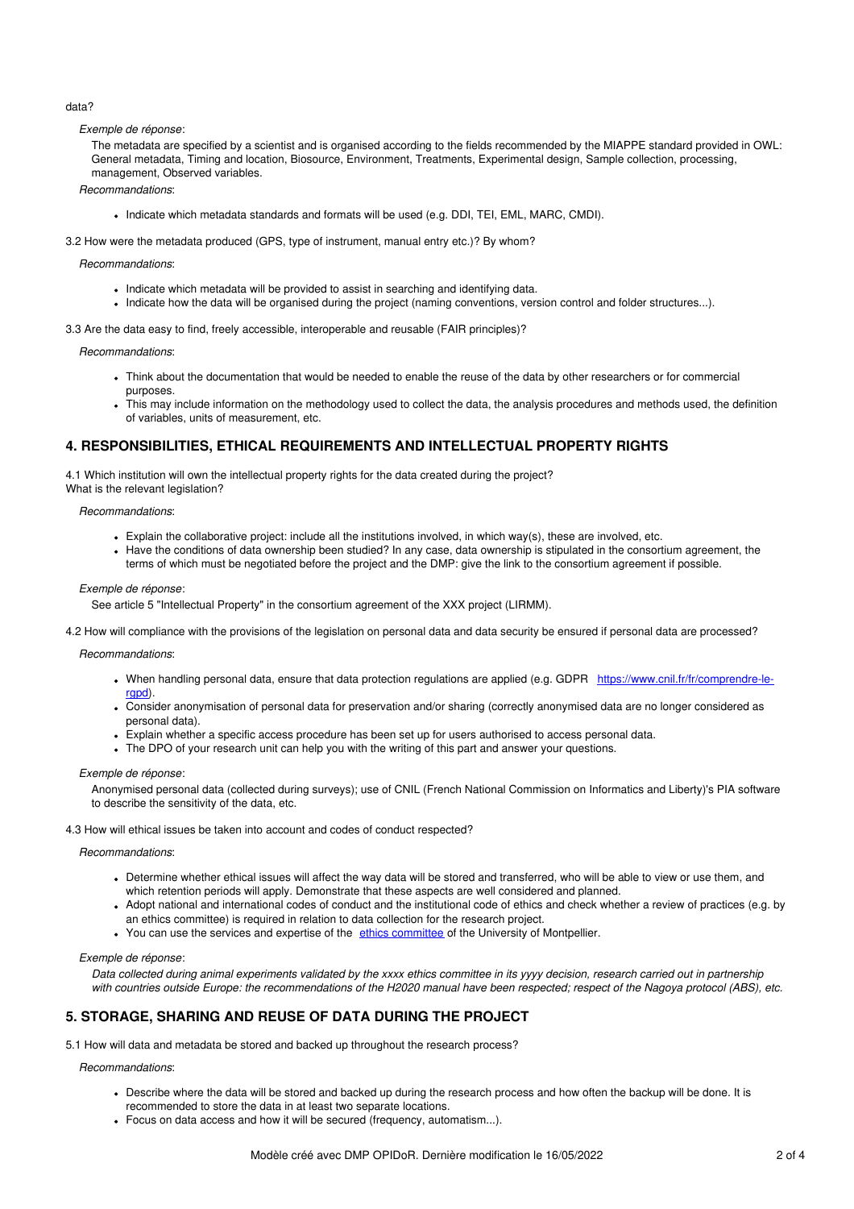data?

*Exemple de réponse*:

The metadata are specified by a scientist and is organised according to the fields recommended by the MIAPPE standard provided in OWL: General metadata, Timing and location, Biosource, Environment, Treatments, Experimental design, Sample collection, processing, management, Observed variables.

*Recommandations*:

- Indicate which metadata standards and formats will be used (e.g. DDI, TEI, EML, MARC, CMDI).

3.2 How were the metadata produced (GPS, type of instrument, manual entry etc.)? By whom?

*Recommandations*:

- Indicate which metadata will be provided to assist in searching and identifying data.
- Indicate how the data will be organised during the project (naming conventions, version control and folder structures...).

3.3 Are the data easy to find, freely accessible, interoperable and reusable (FAIR principles)?

*Recommandations*:

- Think about the documentation that would be needed to enable the reuse of the data by other researchers or for commercial purposes.
- This may include information on the methodology used to collect the data, the analysis procedures and methods used, the definition of variables, units of measurement, etc.

## 4. RESPONSIBILITIES, ETHICAL REQUIREMENTS AND INTELLECTUAL PROPERTY RIGHTS

4.1 Which institution will own the intellectual property rights for the data created during the project?
What is the relevant legislation?

*Recommandations*:

- Explain the collaborative project: include all the institutions involved, in which way(s), these are involved, etc.
- Have the conditions of data ownership been studied? In any case, data ownership is stipulated in the consortium agreement, the terms of which must be negotiated before the project and the DMP: give the link to the consortium agreement if possible.

*Exemple de réponse*:

See article 5 "Intellectual Property" in the consortium agreement of the XXX project (LIRMM).

4.2 How will compliance with the provisions of the legislation on personal data and data security be ensured if personal data are processed?

*Recommandations*:

- When handling personal data, ensure that data protection regulations are applied (e.g. GDPR [https://www.cnil.fr/fr/comprendre-le-rgpd](https://www.cnil.fr/fr/comprendre-le-rgpd)).
- Consider anonymisation of personal data for preservation and/or sharing (correctly anonymised data are no longer considered as personal data).
- Explain whether a specific access procedure has been set up for users authorised to access personal data.
- The DPO of your research unit can help you with the writing of this part and answer your questions.

*Exemple de réponse*:

Anonymised personal data (collected during surveys); use of CNIL (French National Commission on Informatics and Liberty)'s PIA software to describe the sensitivity of the data, etc.

4.3 How will ethical issues be taken into account and codes of conduct respected?

*Recommandations*:

- Determine whether ethical issues will affect the way data will be stored and transferred, who will be able to view or use them, and which retention periods will apply. Demonstrate that these aspects are well considered and planned.
- Adopt national and international codes of conduct and the institutional code of ethics and check whether a review of practices (e.g. by an ethics committee) is required in relation to data collection for the research project.
- You can use the services and expertise of the ethics committee of the University of Montpellier.

*Exemple de réponse*:

*Data collected during animal experiments validated by the xxxx ethics committee in its yyyy decision, research carried out in partnership with countries outside Europe: the recommendations of the H2020 manual have been respected; respect of the Nagoya protocol (ABS), etc.*

## 5. STORAGE, SHARING AND REUSE OF DATA DURING THE PROJECT

5.1 How will data and metadata be stored and backed up throughout the research process?

*Recommandations*:

- Describe where the data will be stored and backed up during the research process and how often the backup will be done. It is recommended to store the data in at least two separate locations.
- Focus on data access and how it will be secured (frequency, automatism...).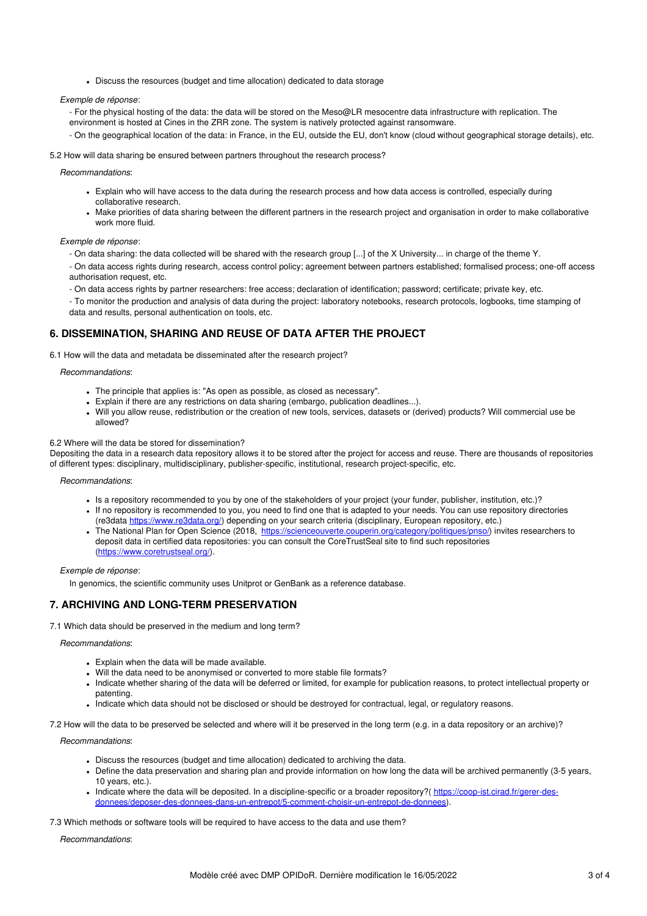- Discuss the resources (budget and time allocation) dedicated to data storage

*Exemple de réponse*:

- For the physical hosting of the data: the data will be stored on the Meso@LR mesocentre data infrastructure with replication. The environment is hosted at Cines in the ZRR zone. The system is natively protected against ransomware.

- On the geographical location of the data: in France, in the EU, outside the EU, don't know (cloud without geographical storage details), etc.

5.2 How will data sharing be ensured between partners throughout the research process?

*Recommandations*:

- Explain who will have access to the data during the research process and how data access is controlled, especially during collaborative research.
- Make priorities of data sharing between the different partners in the research project and organisation in order to make collaborative work more fluid.

*Exemple de réponse*:

- On data sharing: the data collected will be shared with the research group [...] of the X University... in charge of the theme Y.

- On data access rights during research, access control policy; agreement between partners established; formalised process; one-off access authorisation request, etc.

- On data access rights by partner researchers: free access; declaration of identification; password; certificate; private key, etc.

- To monitor the production and analysis of data during the project: laboratory notebooks, research protocols, logbooks, time stamping of data and results, personal authentication on tools, etc.

## 6. DISSEMINATION, SHARING AND REUSE OF DATA AFTER THE PROJECT

6.1 How will the data and metadata be disseminated after the research project?

*Recommandations*:

- The principle that applies is: "As open as possible, as closed as necessary".
- Explain if there are any restrictions on data sharing (embargo, publication deadlines...).
- Will you allow reuse, redistribution or the creation of new tools, services, datasets or (derived) products? Will commercial use be allowed?

6.2 Where will the data be stored for dissemination?

Depositing the data in a research data repository allows it to be stored after the project for access and reuse. There are thousands of repositories of different types: disciplinary, multidisciplinary, publisher-specific, institutional, research project-specific, etc.

*Recommandations*:

- Is a repository recommended to you by one of the stakeholders of your project (your funder, publisher, institution, etc.)?
- If no repository is recommended to you, you need to find one that is adapted to your needs. You can use repository directories (re3data https://www.re3data.org/) depending on your search criteria (disciplinary, European repository, etc.)
- The National Plan for Open Science (2018, https://scienceouverte.couperin.org/category/politiques/pnso/) invites researchers to deposit data in certified data repositories: you can consult the CoreTrustSeal site to find such repositories (https://www.coretrustseal.org/).

*Exemple de réponse*:

In genomics, the scientific community uses Unitprot or GenBank as a reference database.

## 7. ARCHIVING AND LONG-TERM PRESERVATION

7.1 Which data should be preserved in the medium and long term?

*Recommandations*:

- Explain when the data will be made available.
- Will the data need to be anonymised or converted to more stable file formats?
- Indicate whether sharing of the data will be deferred or limited, for example for publication reasons, to protect intellectual property or patenting.
- Indicate which data should not be disclosed or should be destroyed for contractual, legal, or regulatory reasons.

7.2 How will the data to be preserved be selected and where will it be preserved in the long term (e.g. in a data repository or an archive)?

*Recommandations*:

- Discuss the resources (budget and time allocation) dedicated to archiving the data.
- Define the data preservation and sharing plan and provide information on how long the data will be archived permanently (3-5 years, 10 years, etc.).
- Indicate where the data will be deposited. In a discipline-specific or a broader repository?( https://coop-ist.cirad.fr/gerer-des-donnees/deposer-des-donnees-dans-un-entrepot/5-comment-choisir-un-entrepot-de-donnees).

7.3 Which methods or software tools will be required to have access to the data and use them?

*Recommandations*: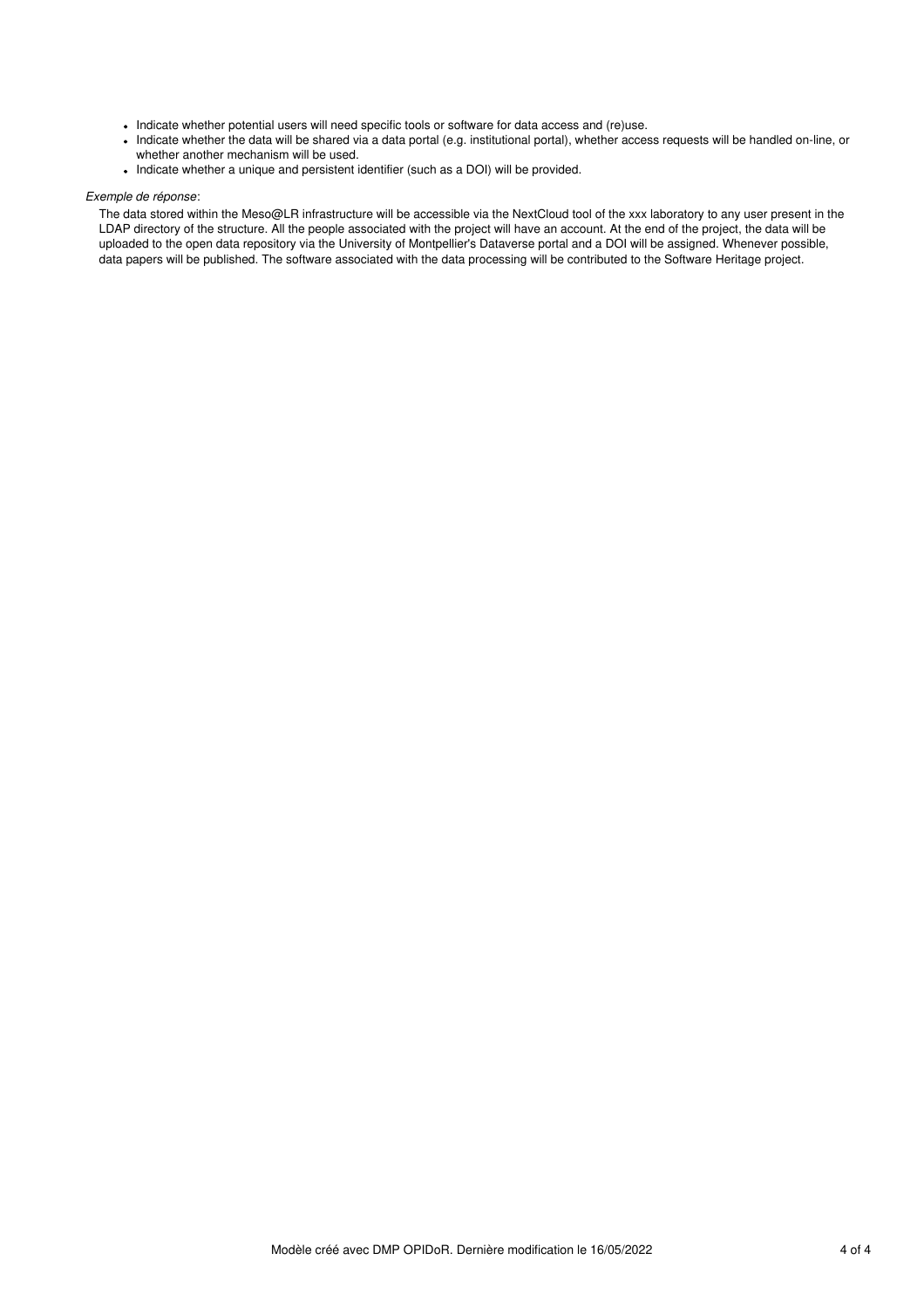- Indicate whether potential users will need specific tools or software for data access and (re)use.
- Indicate whether the data will be shared via a data portal (e.g. institutional portal), whether access requests will be handled on-line, or whether another mechanism will be used.
- Indicate whether a unique and persistent identifier (such as a DOI) will be provided.

*Exemple de réponse*:

The data stored within the Meso@LR infrastructure will be accessible via the NextCloud tool of the xxx laboratory to any user present in the LDAP directory of the structure. All the people associated with the project will have an account. At the end of the project, the data will be uploaded to the open data repository via the University of Montpellier's Dataverse portal and a DOI will be assigned. Whenever possible, data papers will be published. The software associated with the data processing will be contributed to the Software Heritage project.

Modèle créé avec DMP OPIDoR. Dernière modification le 16/05/2022